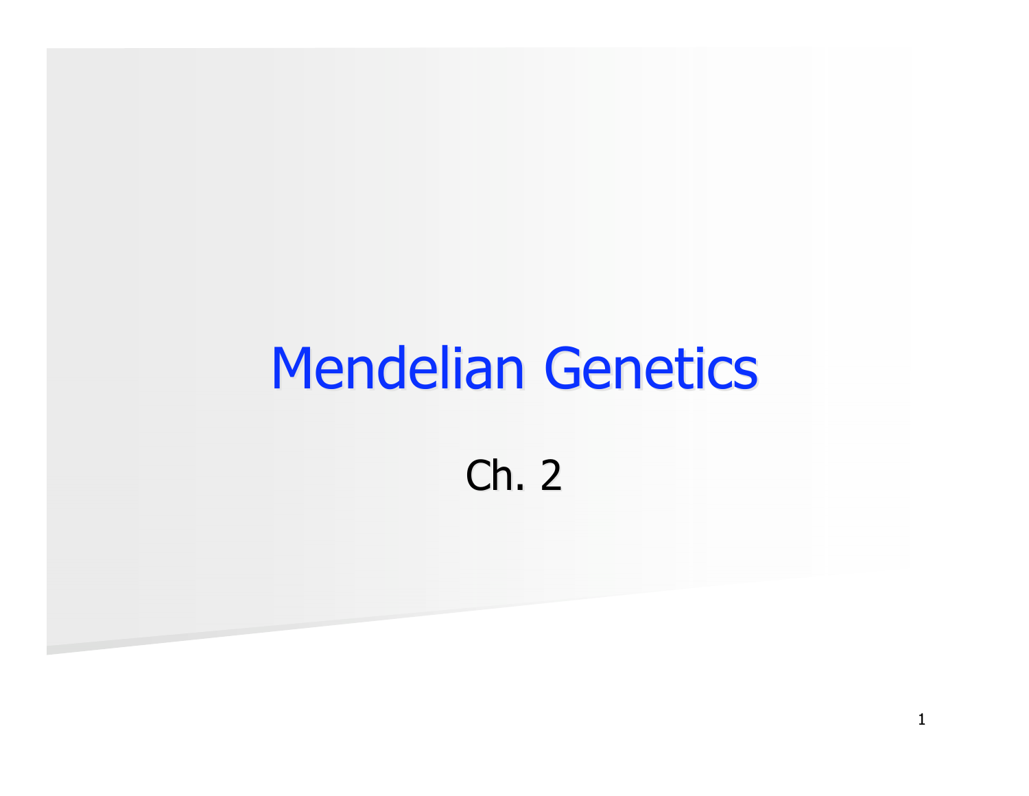# Mendelian Genetics

Ch. 2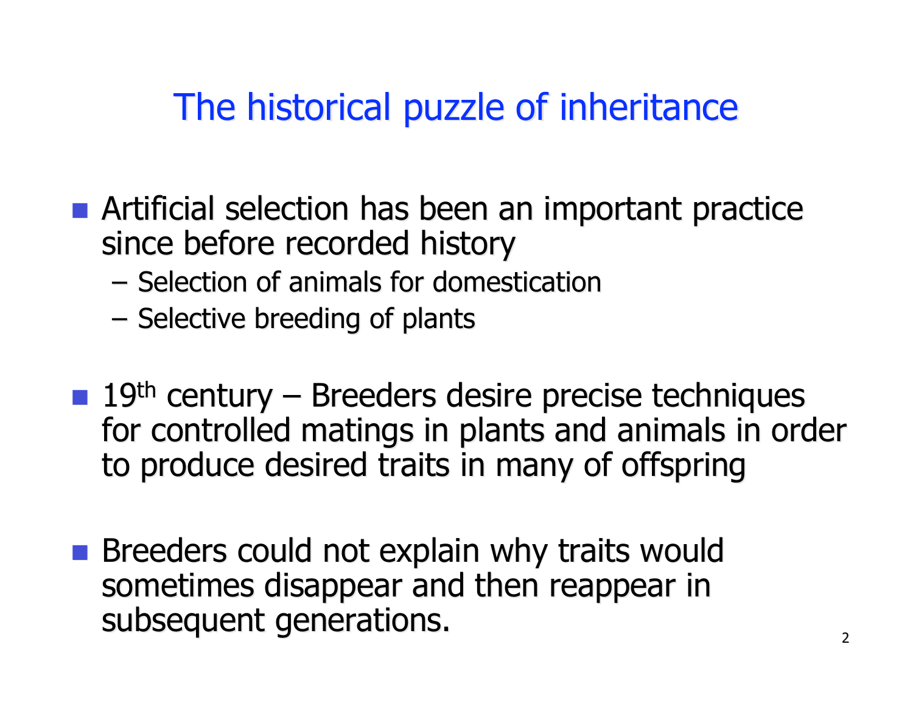# The historical puzzle of inheritance

- Artificial selection has been an important practice since before recorded history
  - Selection of animals for domestication
  - Selective breeding of plants

- $19^{th}$ century – Breeders desire precise techniques for controlled matings in plants and animals in order to produce desired traits in many of offspring

- Breeders could not explain why traits would sometimes disappear and then reappear in subsequent generations.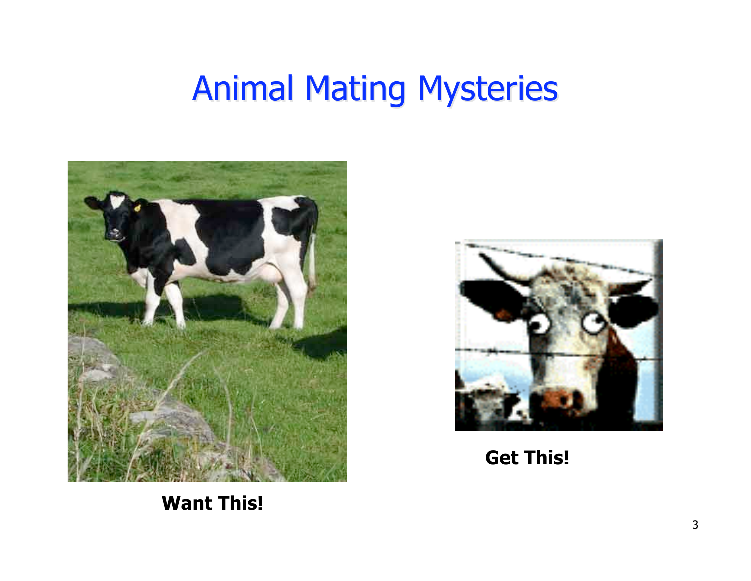# Animal Mating Mysteries

**Want This!**

**Get This!**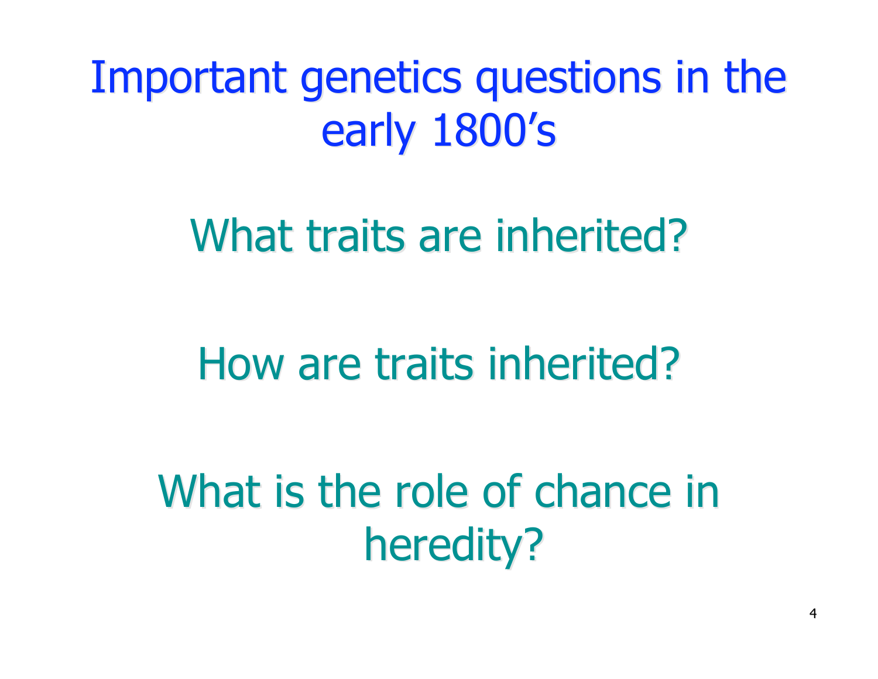# Important genetics questions in the early 1800's

What traits are inherited?

How are traits inherited?

What is the role of chance in heredity?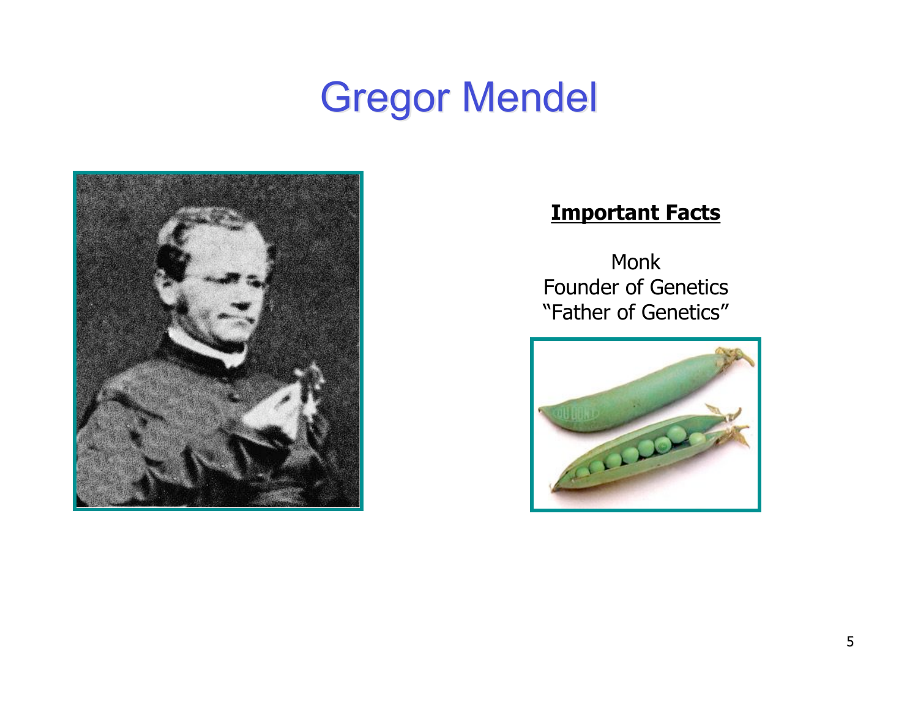# Gregor Mendel

**Important Facts**

Monk
Founder of Genetics
“Father of Genetics”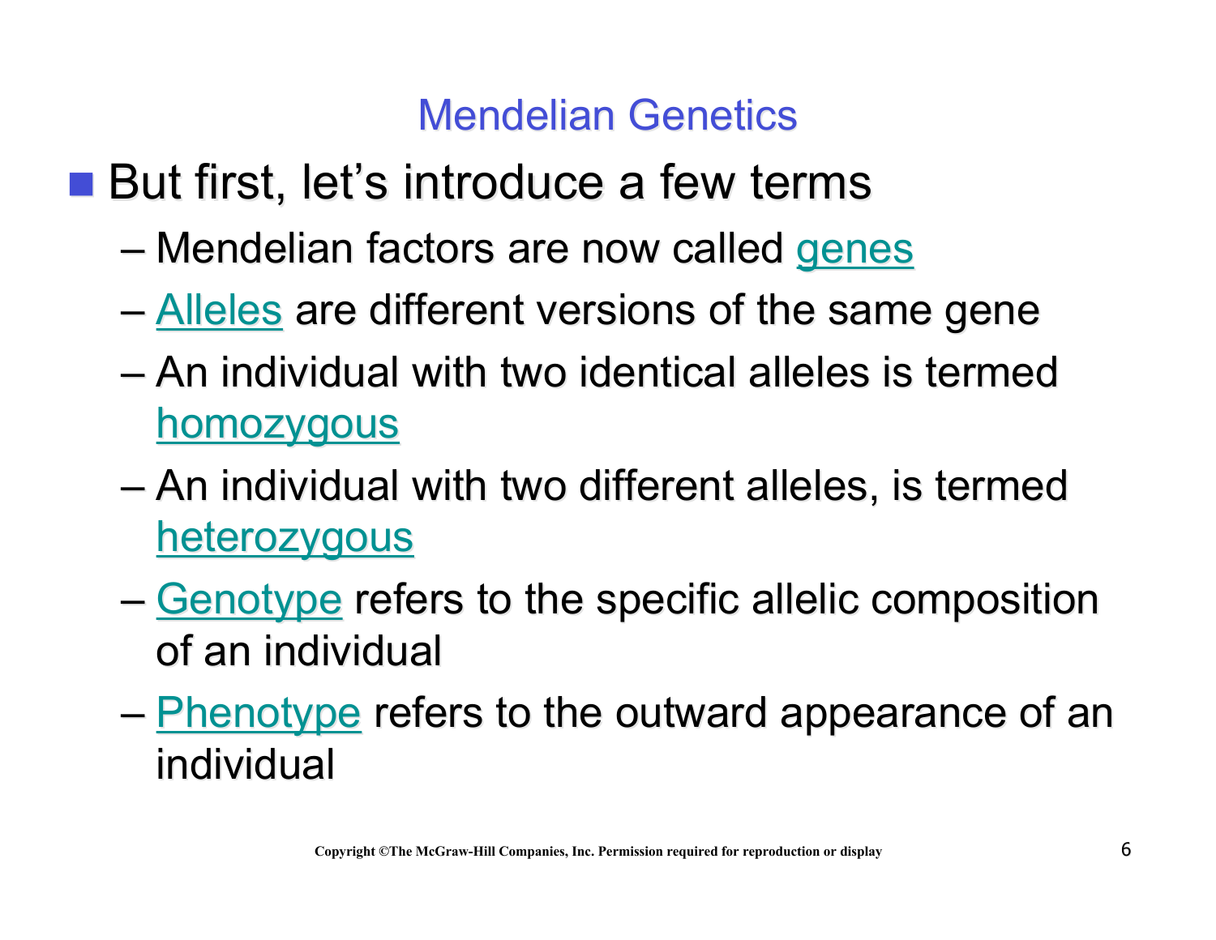# Mendelian Genetics

- But first, let's introduce a few terms
  - Mendelian factors are now called genes
  - Alleles are different versions of the same gene
  - An individual with two identical alleles is termed homozygous
  - An individual with two different alleles, is termed heterozygous
  - Genotype refers to the specific allelic composition of an individual
  - Phenotype refers to the outward appearance of an individual

Copyright ©The McGraw-Hill Companies, Inc. Permission required for reproduction or display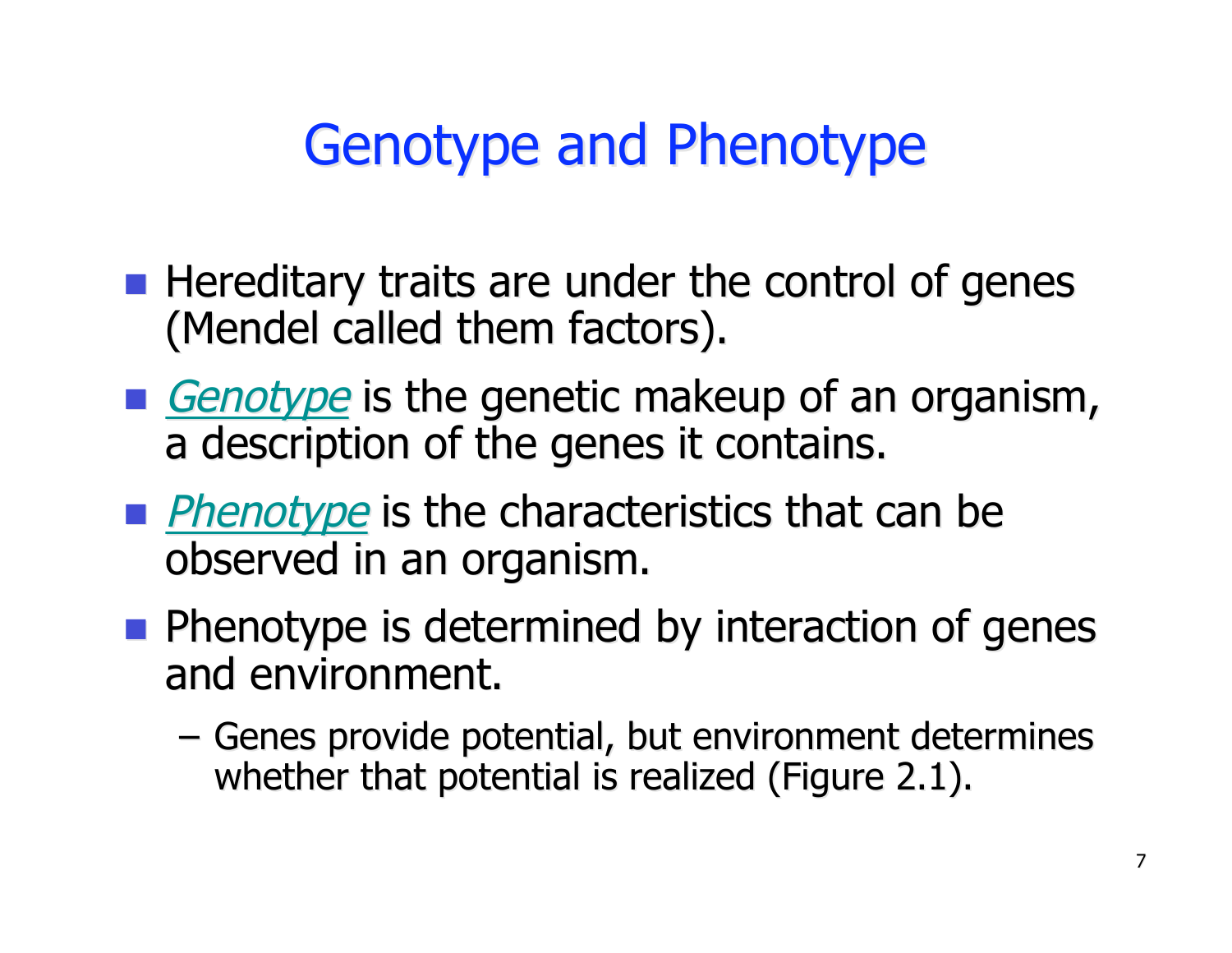# Genotype and Phenotype

- Hereditary traits are under the control of genes (Mendel called them factors).
- *Genotype* is the genetic makeup of an organism, a description of the genes it contains.
- *Phenotype* is the characteristics that can be observed in an organism.
- Phenotype is determined by interaction of genes and environment.
  - Genes provide potential, but environment determines whether that potential is realized (Figure 2.1).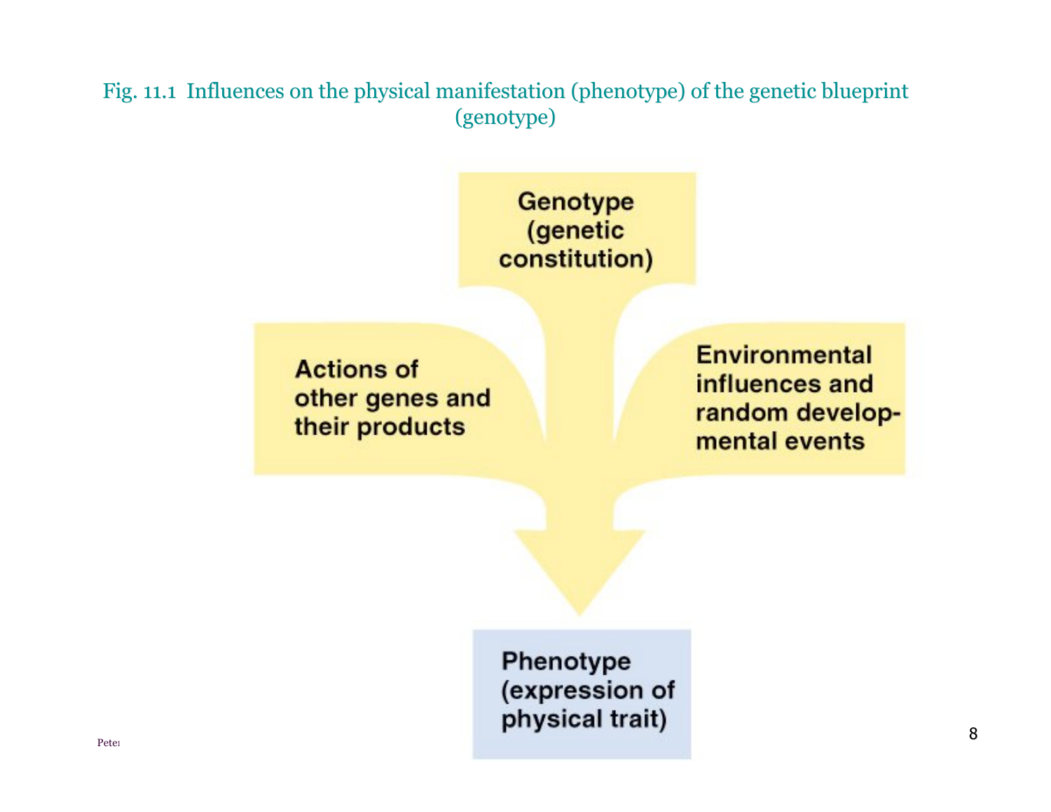Fig. 11.1 Influences on the physical manifestation (phenotype) of the genetic blueprint (genotype)

Genotype (genetic constitution)

Actions of other genes and their products

Environmental influences and random developmental events

Phenotype (expression of physical trait)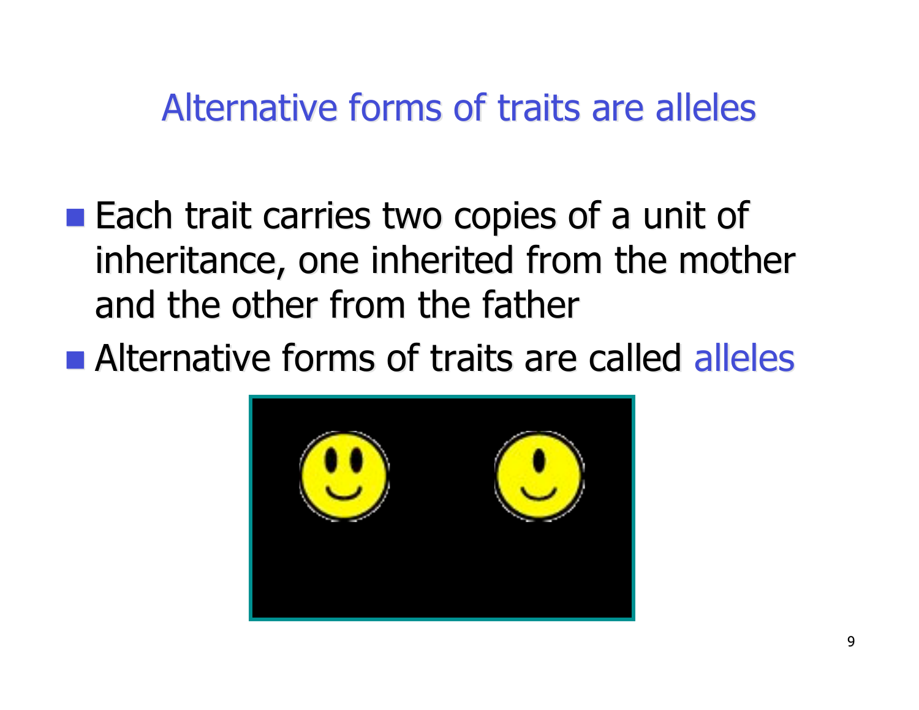# Alternative forms of traits are alleles

- Each trait carries two copies of a unit of inheritance, one inherited from the mother and the other from the father
- Alternative forms of traits are called alleles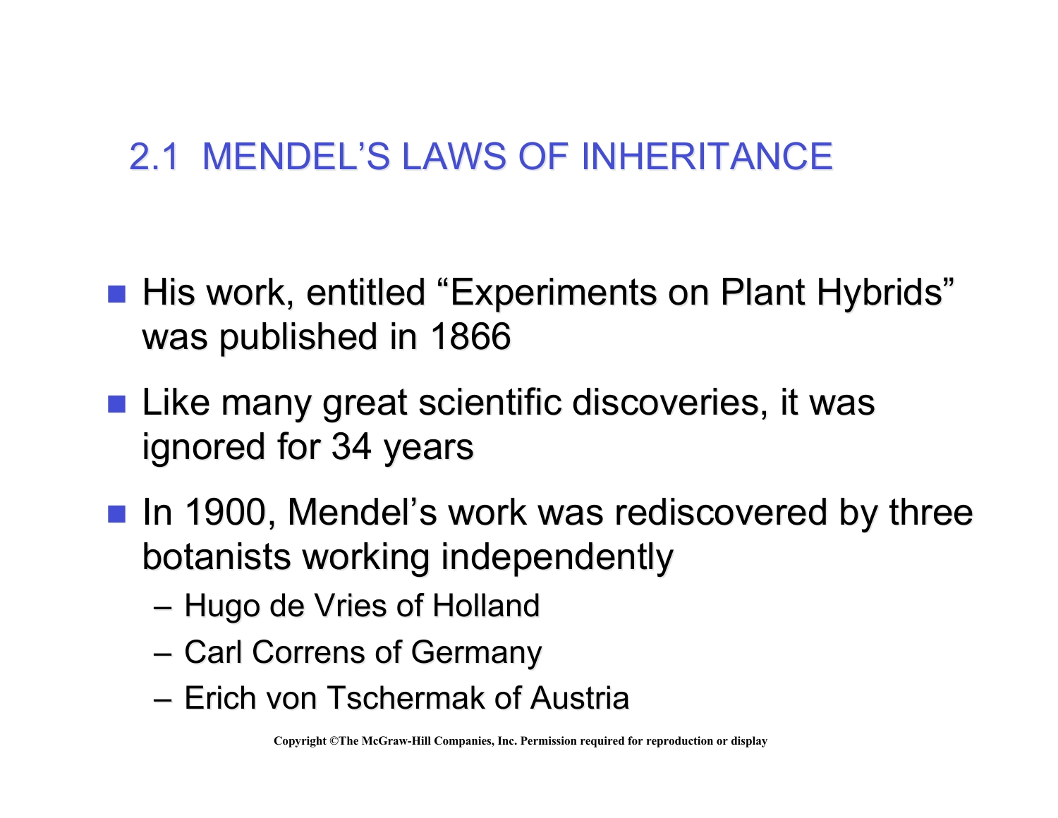## 2.1 MENDEL'S LAWS OF INHERITANCE

- His work, entitled "Experiments on Plant Hybrids" was published in 1866
- Like many great scientific discoveries, it was ignored for 34 years
- In 1900, Mendel's work was rediscovered by three botanists working independently
  - Hugo de Vries of Holland
  - Carl Correns of Germany
  - Erich von Tschermak of Austria

Copyright ©The McGraw-Hill Companies, Inc. Permission required for reproduction or display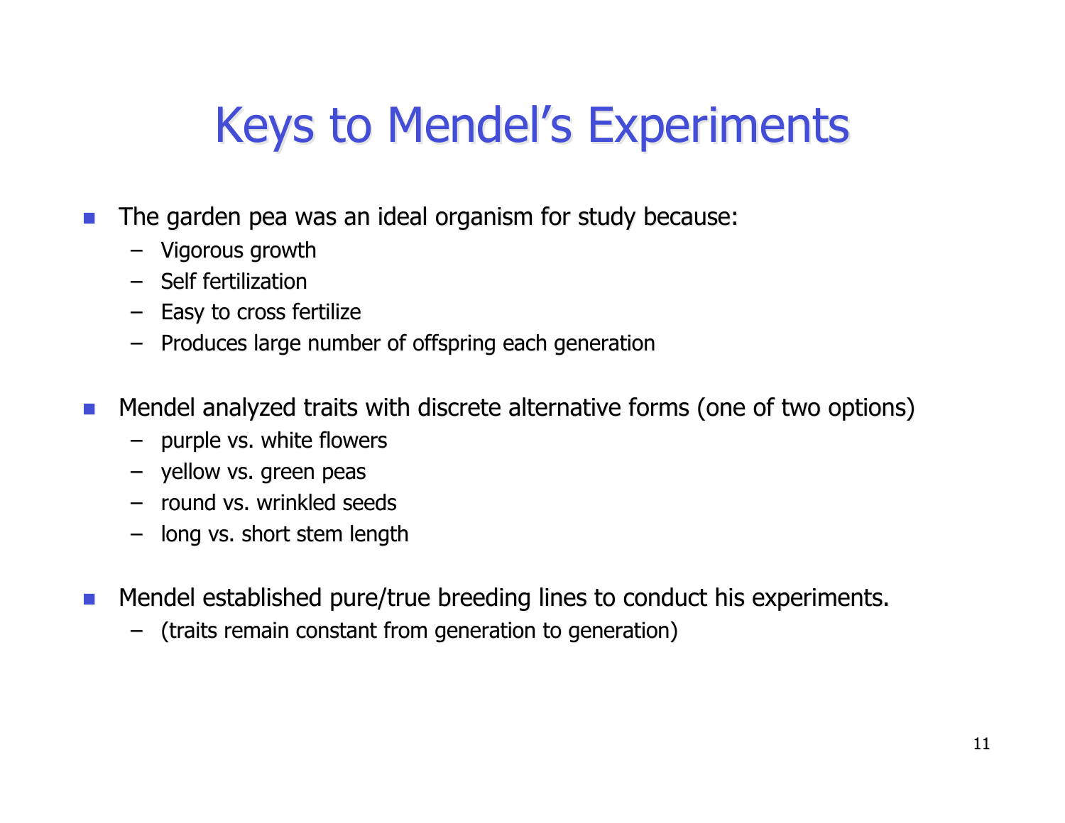# Keys to Mendel's Experiments

- The garden pea was an ideal organism for study because:
  - Vigorous growth
  - Self fertilization
  - Easy to cross fertilize
  - Produces large number of offspring each generation

- Mendel analyzed traits with discrete alternative forms (one of two options)
  - purple vs. white flowers
  - yellow vs. green peas
  - round vs. wrinkled seeds
  - long vs. short stem length

- Mendel established pure/true breeding lines to conduct his experiments.
  - (traits remain constant from generation to generation)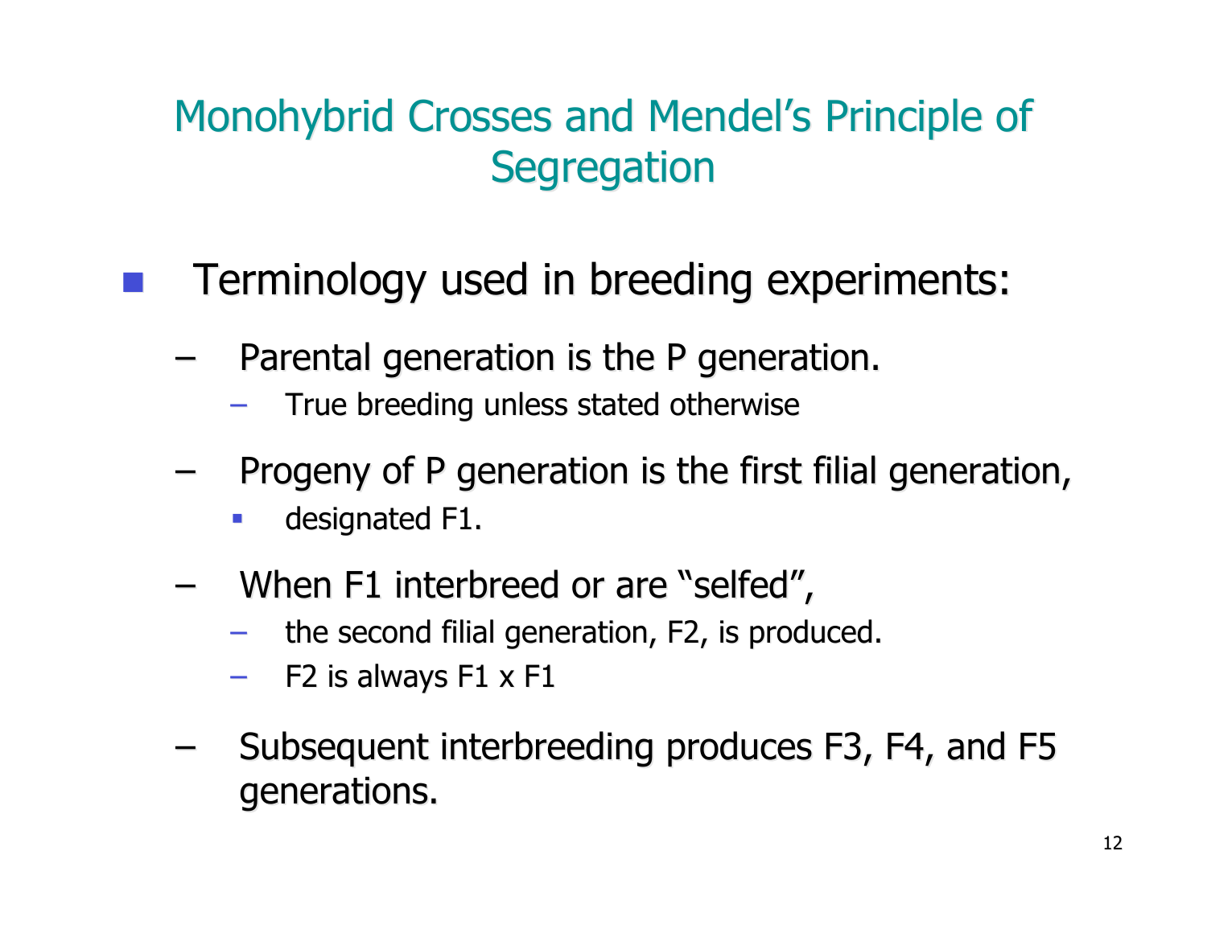# Monohybrid Crosses and Mendel's Principle of Segregation

- Terminology used in breeding experiments:
  - Parental generation is the P generation.
    - True breeding unless stated otherwise
  - Progeny of P generation is the first filial generation,
    - designated F1.
  - When F1 interbreed or are "selfed",
    - the second filial generation, F2, is produced.
    - F2 is always F1 x F1
  - Subsequent interbreeding produces F3, F4, and F5 generations.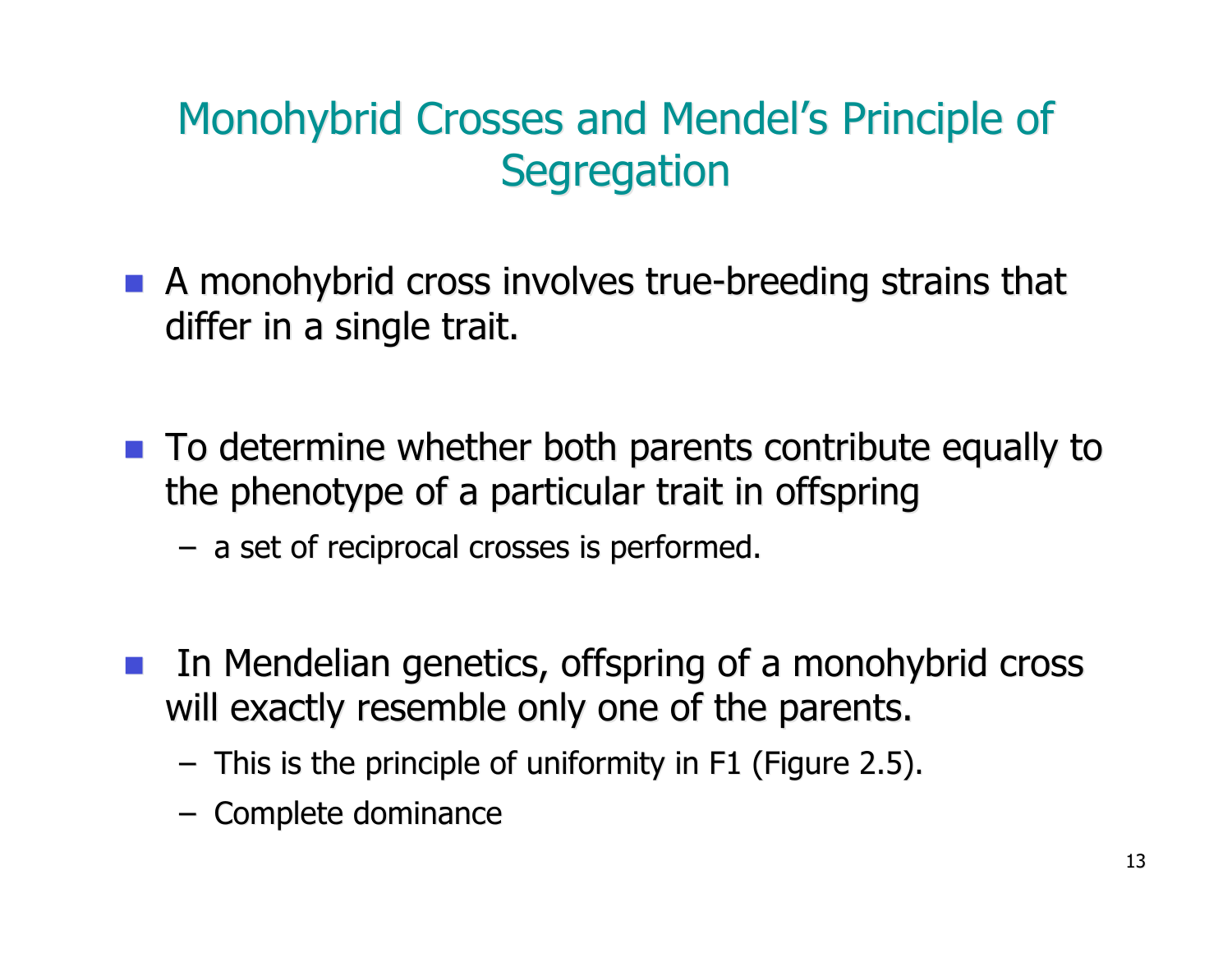# Monohybrid Crosses and Mendel's Principle of Segregation

- A monohybrid cross involves true-breeding strains that differ in a single trait.

- To determine whether both parents contribute equally to the phenotype of a particular trait in offspring
  - a set of reciprocal crosses is performed.

- In Mendelian genetics, offspring of a monohybrid cross will exactly resemble only one of the parents.
  - This is the principle of uniformity in F1 (Figure 2.5).
  - Complete dominance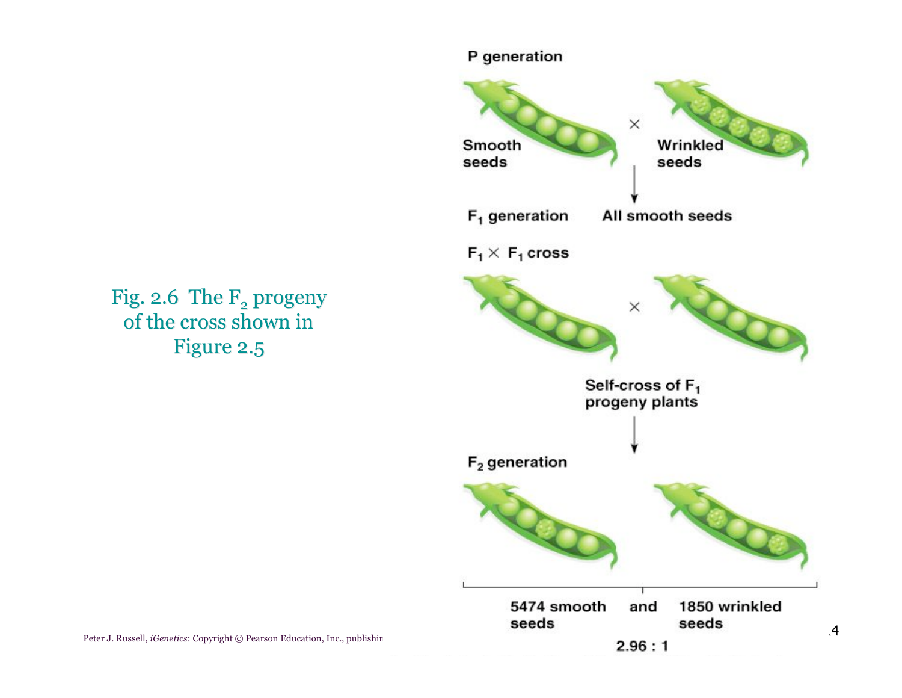Fig. 2.6 The $F_2$ progeny of the cross shown in Figure 2.5

P generation

Smooth seeds × Wrinkled seeds

$F_1$ generation All smooth seeds

$F_1 \times F_1$ cross

Self-cross of $F_1$ progeny plants

$F_2$ generation

5474 smooth seeds and 1850 wrinkled seeds

2.96 : 1

Peter J. Russell, *iGenetics*: Copyright © Pearson Education, Inc., publishir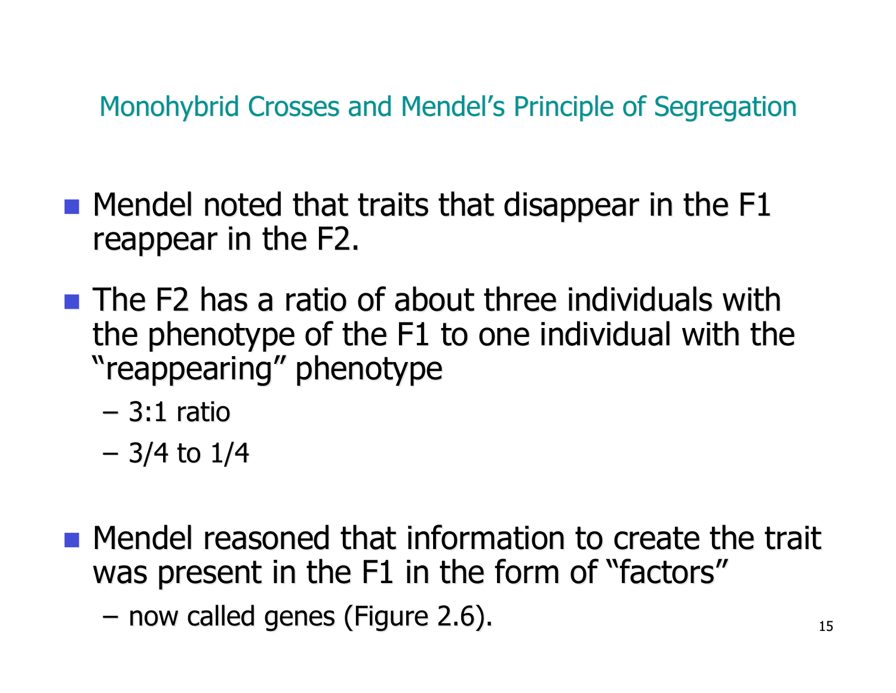## Monohybrid Crosses and Mendel's Principle of Segregation

- Mendel noted that traits that disappear in the F1 reappear in the F2.
- The F2 has a ratio of about three individuals with the phenotype of the F1 to one individual with the "reappearing" phenotype
  - 3:1 ratio
  - 3/4 to 1/4
- Mendel reasoned that information to create the trait was present in the F1 in the form of "factors"
  - now called genes (Figure 2.6).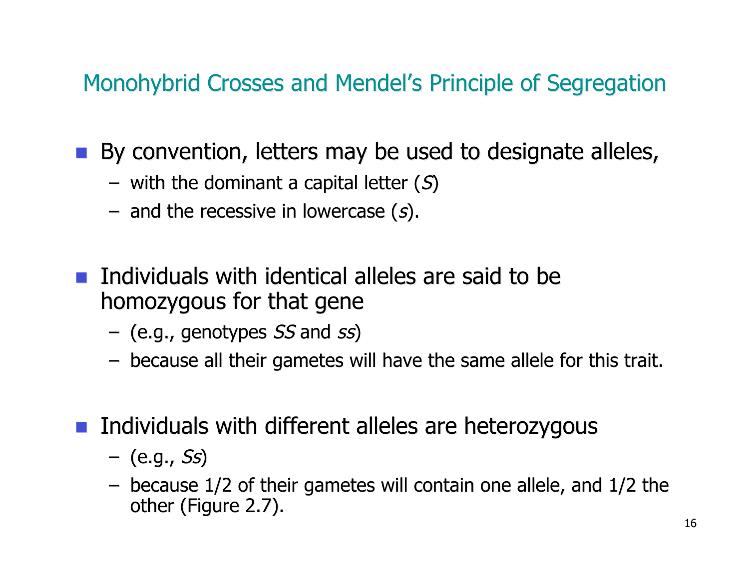## Monohybrid Crosses and Mendel's Principle of Segregation

- By convention, letters may be used to designate alleles,
  - with the dominant a capital letter (*S*)
  - and the recessive in lowercase (*s*).

- Individuals with identical alleles are said to be homozygous for that gene
  - (e.g., genotypes *SS* and *ss*)
  - because all their gametes will have the same allele for this trait.

- Individuals with different alleles are heterozygous
  - (e.g., *Ss*)
  - because 1/2 of their gametes will contain one allele, and 1/2 the other (Figure 2.7).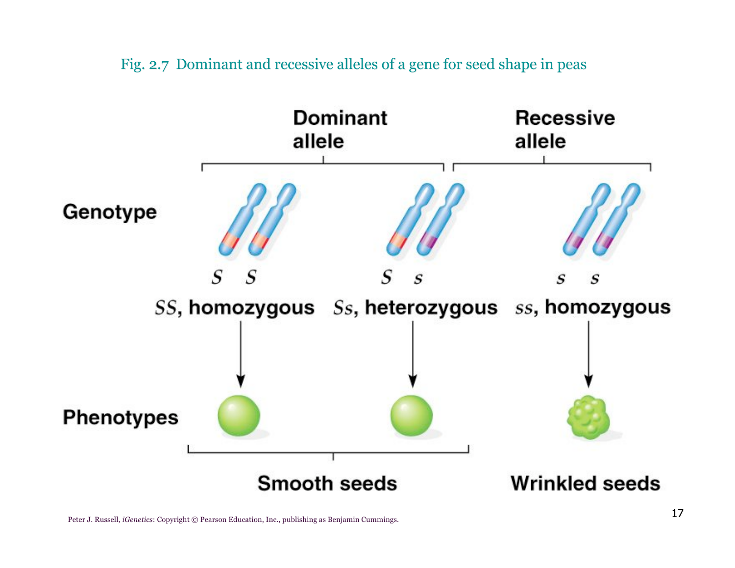Fig. 2.7 Dominant and recessive alleles of a gene for seed shape in peas

| | Dominant allele | | Recessive allele |
|---|---|---|---|
| **Genotype** | *S* *S* | *S* *s* | *s* *s* |
| | *SS*, homozygous | *Ss*, heterozygous | *ss*, homozygous |
| **Phenotypes** | Smooth seeds | Smooth seeds | Wrinkled seeds |

Peter J. Russell, *iGenetics*: Copyright © Pearson Education, Inc., publishing as Benjamin Cummings.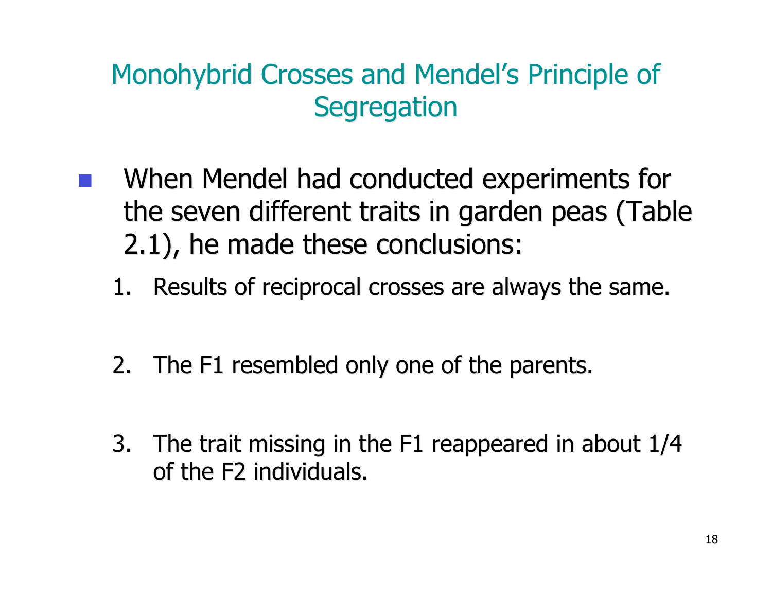# Monohybrid Crosses and Mendel's Principle of Segregation

- When Mendel had conducted experiments for the seven different traits in garden peas (Table 2.1), he made these conclusions:
  1. Results of reciprocal crosses are always the same.
  2. The F1 resembled only one of the parents.
  3. The trait missing in the F1 reappeared in about 1/4 of the F2 individuals.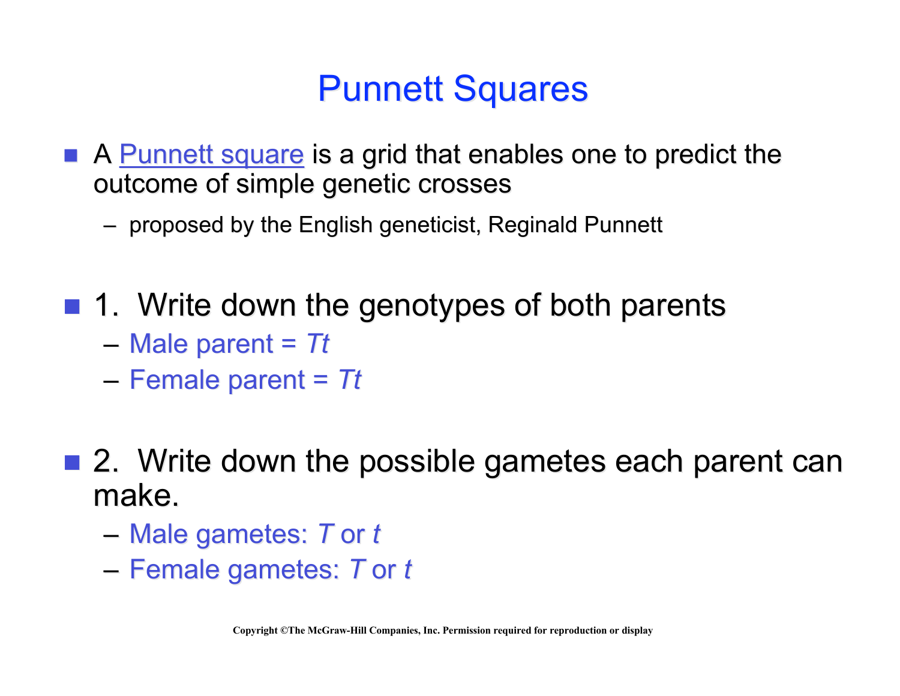# Punnett Squares

- A Punnett square is a grid that enables one to predict the outcome of simple genetic crosses
  - proposed by the English geneticist, Reginald Punnett

- 1. Write down the genotypes of both parents
  - Male parent = *Tt*
  - Female parent = *Tt*

- 2. Write down the possible gametes each parent can make.
  - Male gametes: *T* or *t*
  - Female gametes: *T* or *t*

Copyright ©The McGraw-Hill Companies, Inc. Permission required for reproduction or display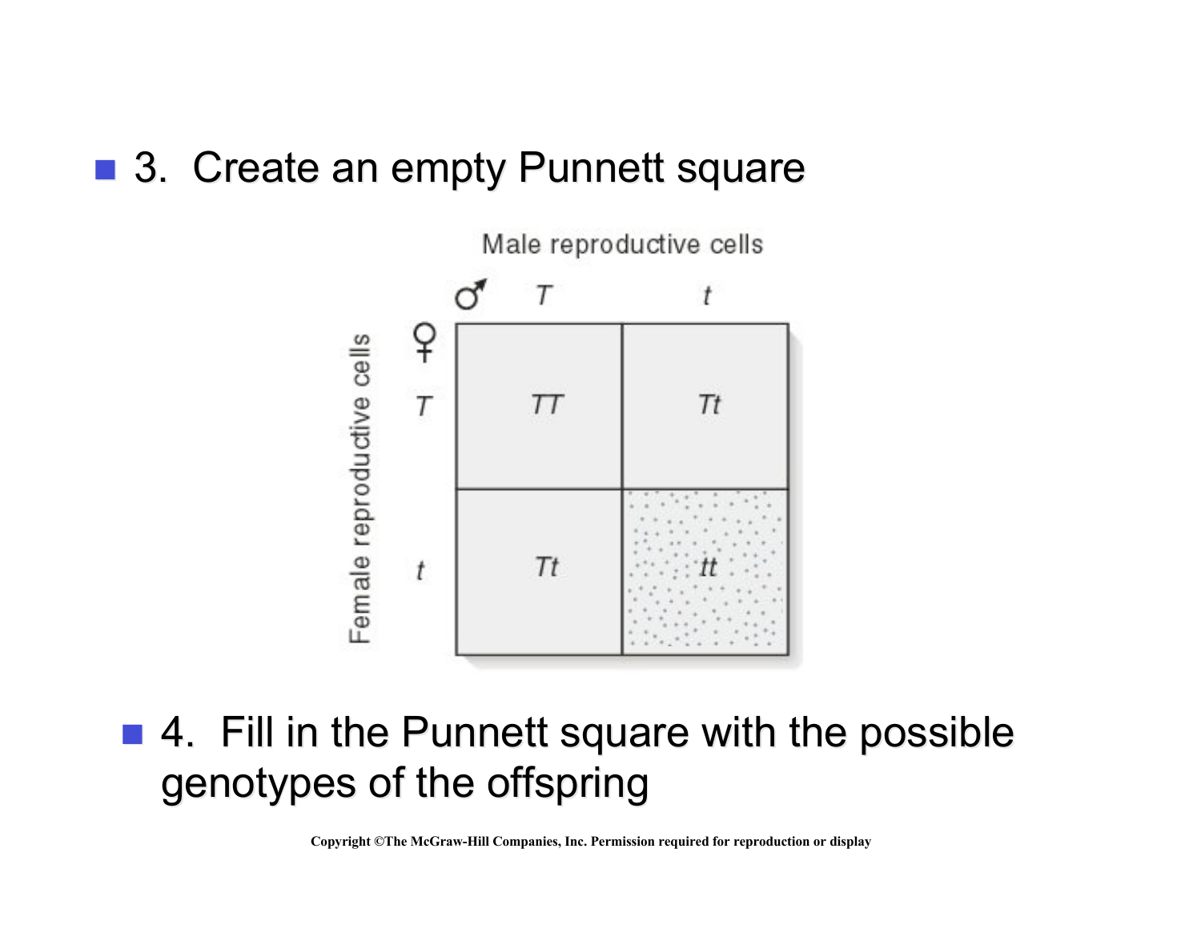- 3. Create an empty Punnett square

Male reproductive cells

| ♀ \ ♂ | *T* | *t* |
| --- | --- | --- |
| *T* | *TT* | *Tt* |
| *t* | *Tt* | *tt* |

Female reproductive cells

- 4. Fill in the Punnett square with the possible genotypes of the offspring

Copyright ©The McGraw-Hill Companies, Inc. Permission required for reproduction or display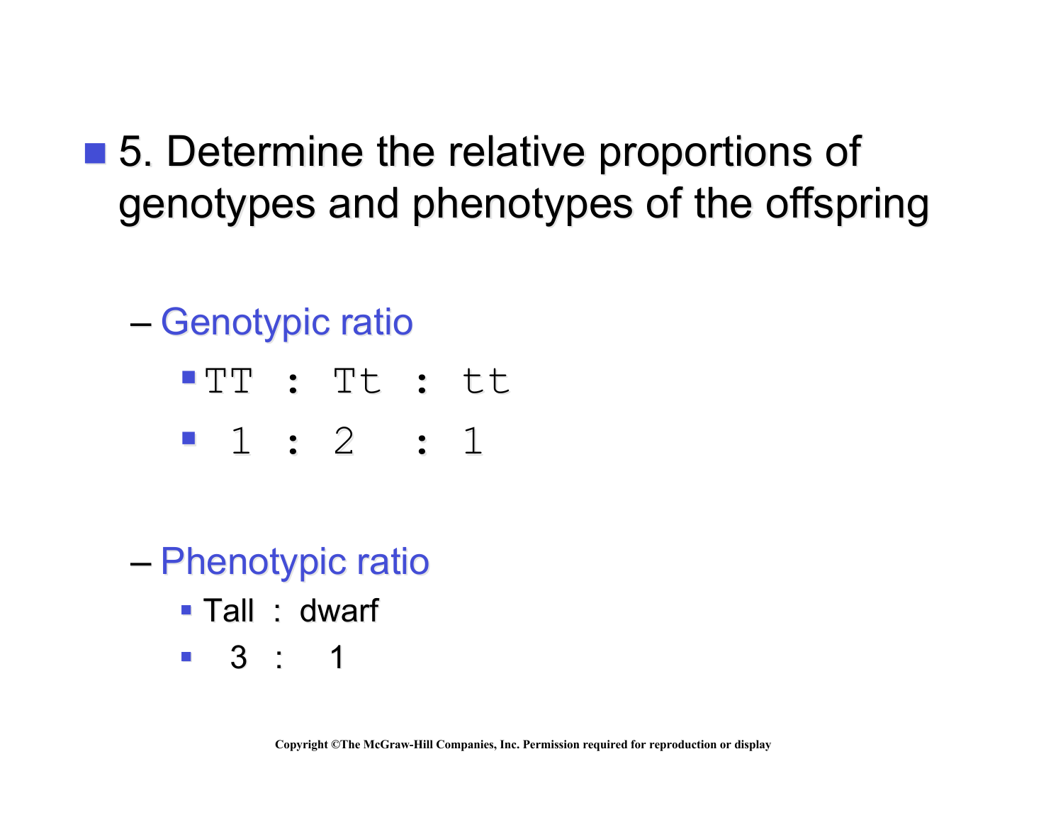- 5. Determine the relative proportions of genotypes and phenotypes of the offspring

  - Genotypic ratio
    - TT : Tt : tt
    - 1 : 2 : 1

  - Phenotypic ratio
    - Tall : dwarf
    - 3 : 1

Copyright ©The McGraw-Hill Companies, Inc. Permission required for reproduction or display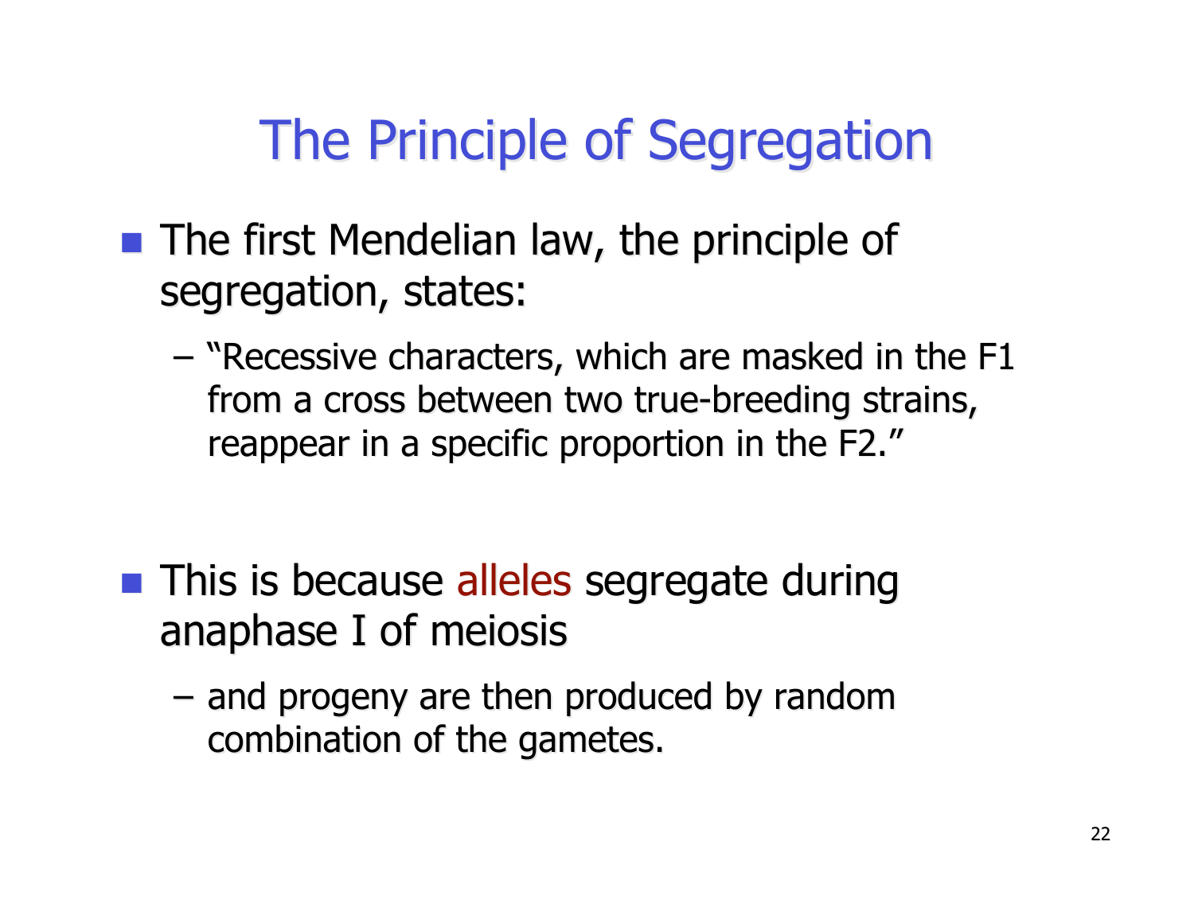# The Principle of Segregation

- The first Mendelian law, the principle of segregation, states:
  - "Recessive characters, which are masked in the F1 from a cross between two true-breeding strains, reappear in a specific proportion in the F2."

- This is because alleles segregate during anaphase I of meiosis
  - and progeny are then produced by random combination of the gametes.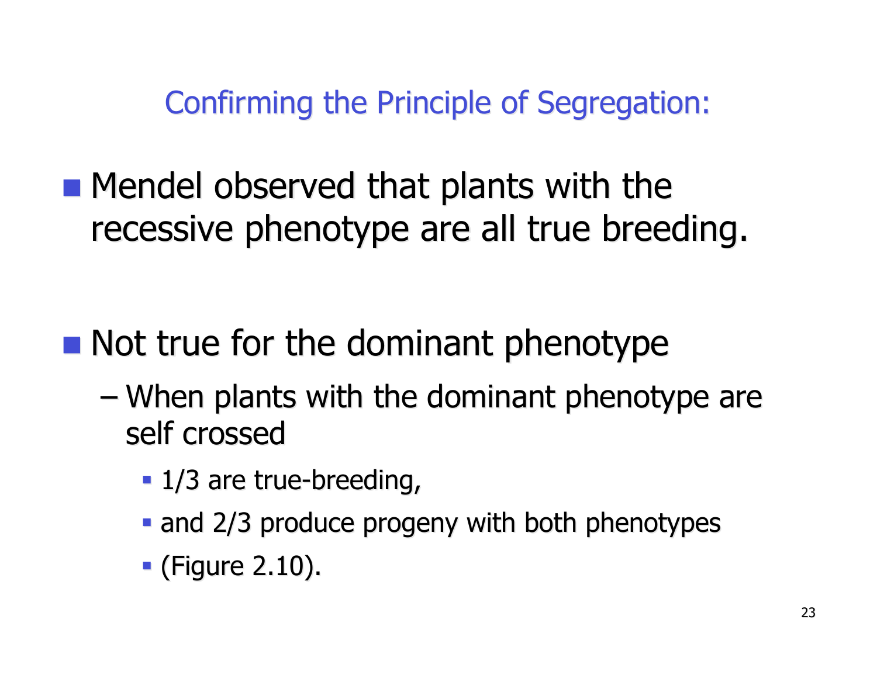## Confirming the Principle of Segregation:

- Mendel observed that plants with the recessive phenotype are all true breeding.

- Not true for the dominant phenotype
  - When plants with the dominant phenotype are self crossed
    - 1/3 are true-breeding,
    - and 2/3 produce progeny with both phenotypes
    - (Figure 2.10).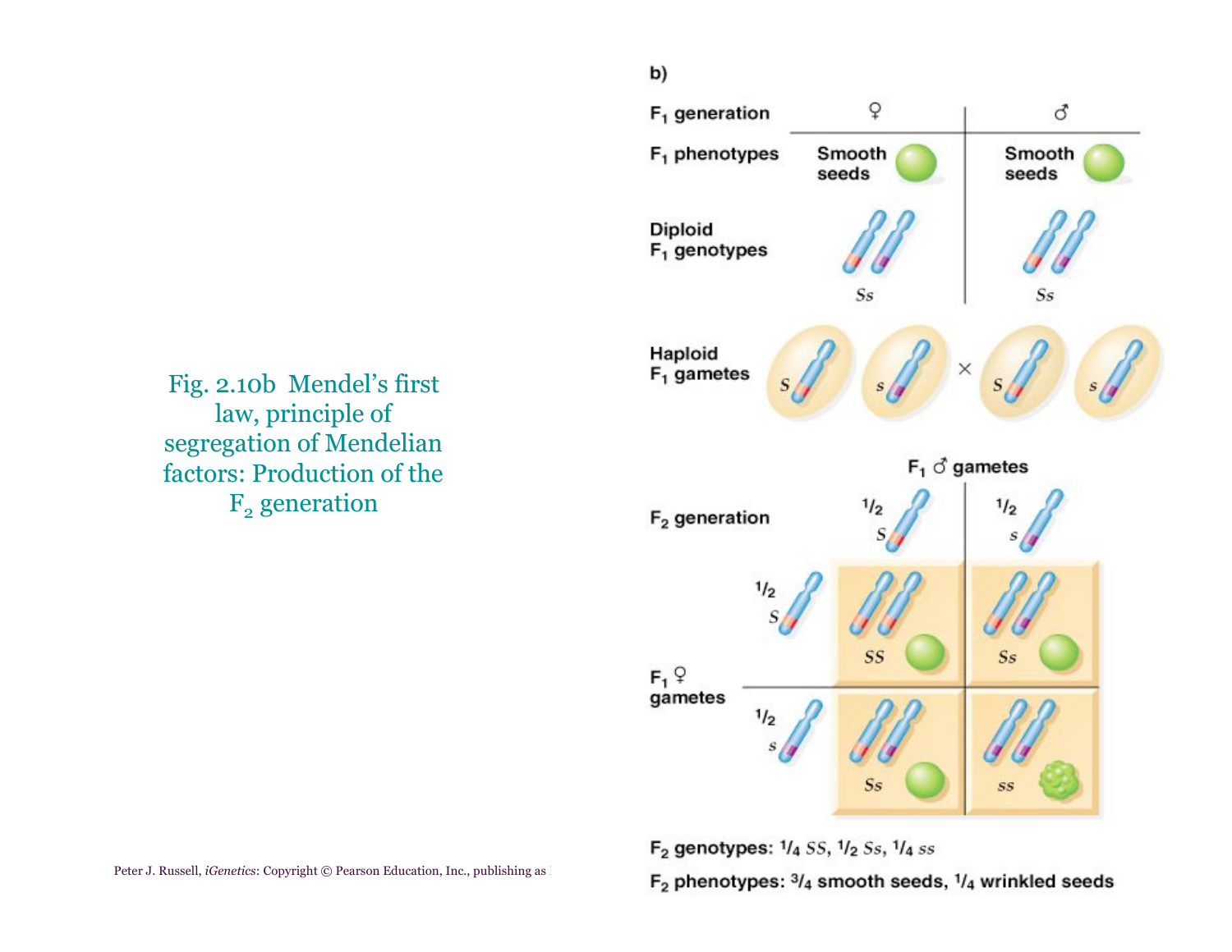Fig. 2.10b Mendel's first law, principle of segregation of Mendelian factors: Production of the $F_2$ generation

b)

| $F_1$ generation | ♀ | ♂ |
|---|---|---|
| $F_1$ phenotypes | Smooth seeds | Smooth seeds |
| Diploid $F_1$ genotypes | *Ss* | *Ss* |

Haploid $F_1$ gametes: *S*, *s* × *S*, *s*

$F_2$ generation

| $F_1$ ♀ gametes \ $F_1$ ♂ gametes | 1/2 *S* | 1/2 *s* |
|---|---|---|
| 1/2 *S* | *SS* | *Ss* |
| 1/2 *s* | *Ss* | *ss* |

$F_2$ genotypes: 1/4 *SS*, 1/2 *Ss*, 1/4 *ss*

$F_2$ phenotypes: 3/4 smooth seeds, 1/4 wrinkled seeds

Peter J. Russell, *iGenetics*: Copyright © Pearson Education, Inc., publishing as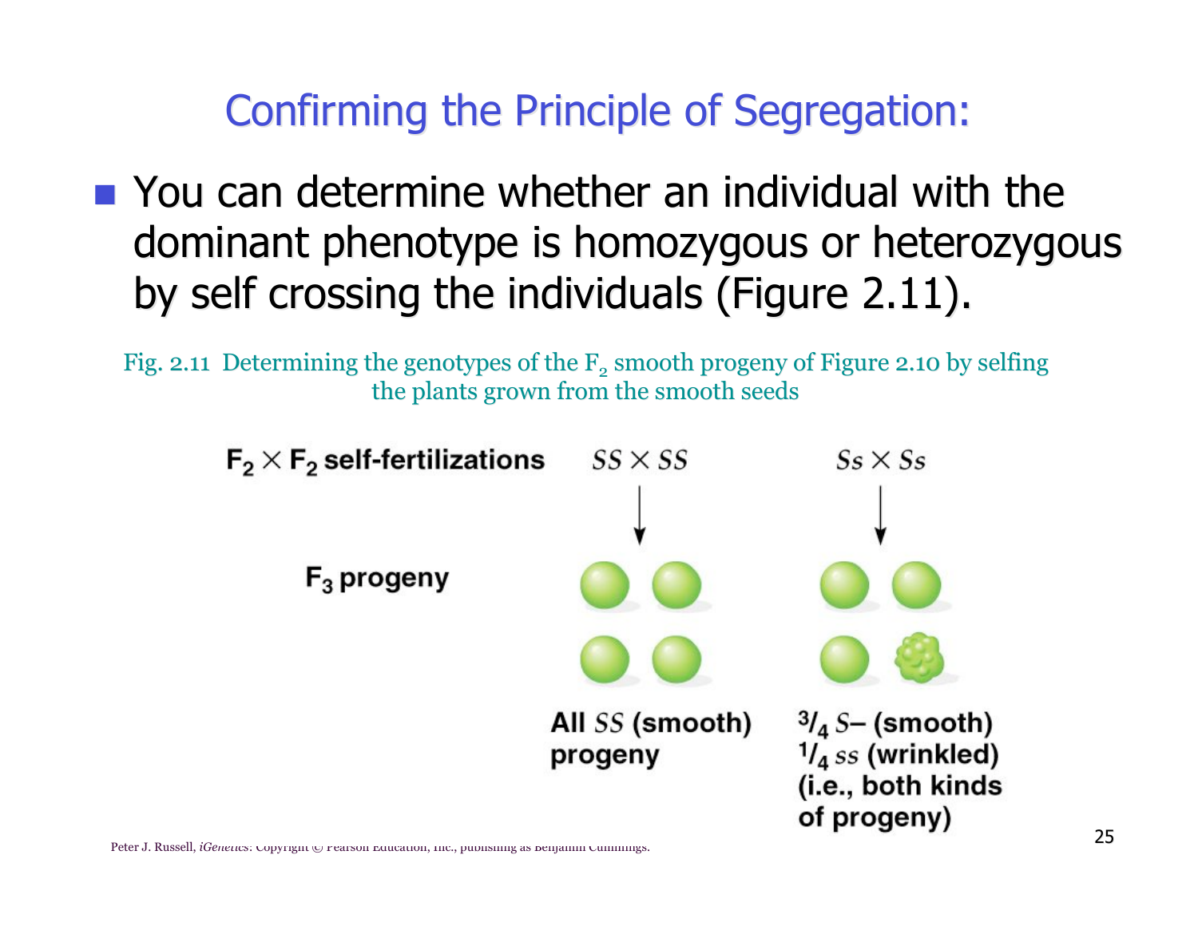# Confirming the Principle of Segregation:

- You can determine whether an individual with the dominant phenotype is homozygous or heterozygous by self crossing the individuals (Figure 2.11).

Fig. 2.11 Determining the genotypes of the $F_2$ smooth progeny of Figure 2.10 by selfing the plants grown from the smooth seeds

**$F_2 \times F_2$ self-fertilizations** $SS \times SS$ $Ss \times Ss$

**$F_3$ progeny**

**All $SS$ (smooth) progeny**

**$^3/_4$ $S$– (smooth)**
**$^1/_4$ $ss$ (wrinkled)**
**(i.e., both kinds of progeny)**

Peter J. Russell, *iGenetics*: Copyright © Pearson Education, Inc., publishing as Benjamin Cummings.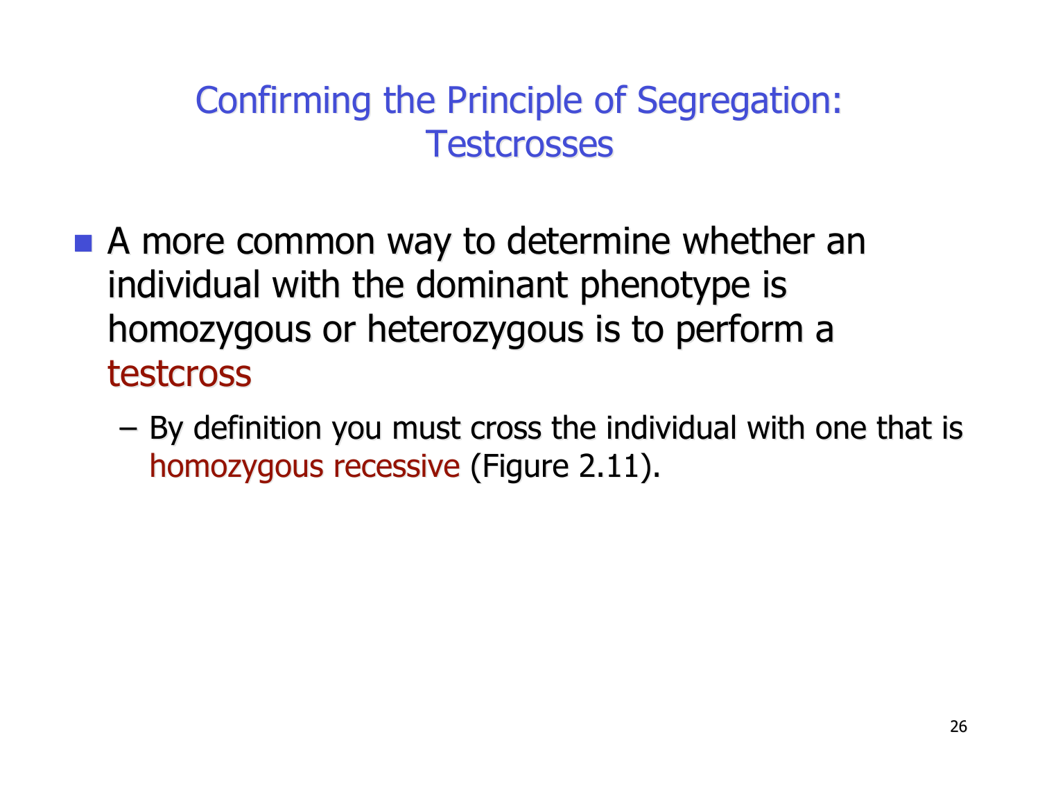# Confirming the Principle of Segregation: Testcrosses

- A more common way to determine whether an individual with the dominant phenotype is homozygous or heterozygous is to perform a testcross
  - By definition you must cross the individual with one that is homozygous recessive (Figure 2.11).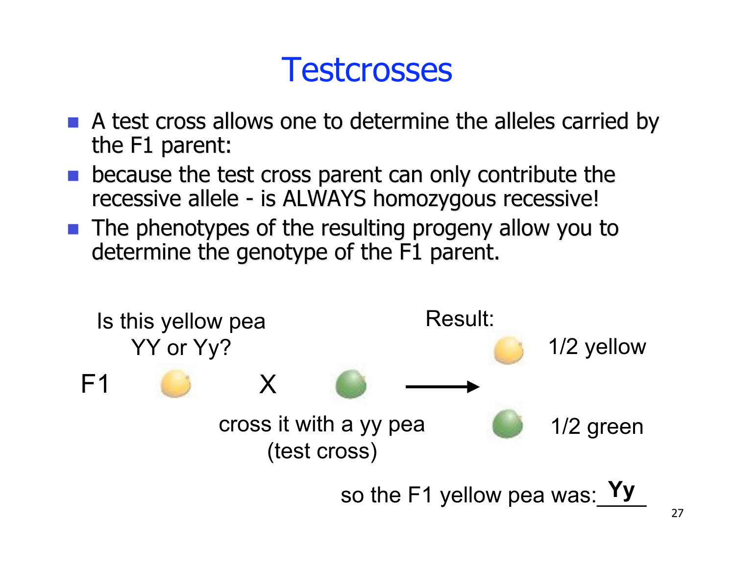# Testcrosses

- A test cross allows one to determine the alleles carried by the F1 parent:
- because the test cross parent can only contribute the recessive allele - is ALWAYS homozygous recessive!
- The phenotypes of the resulting progeny allow you to determine the genotype of the F1 parent.

Is this yellow pea YY or Yy?

F1 X

cross it with a yy pea (test cross)

Result:

1/2 yellow

1/2 green

so the F1 yellow pea was: **Yy**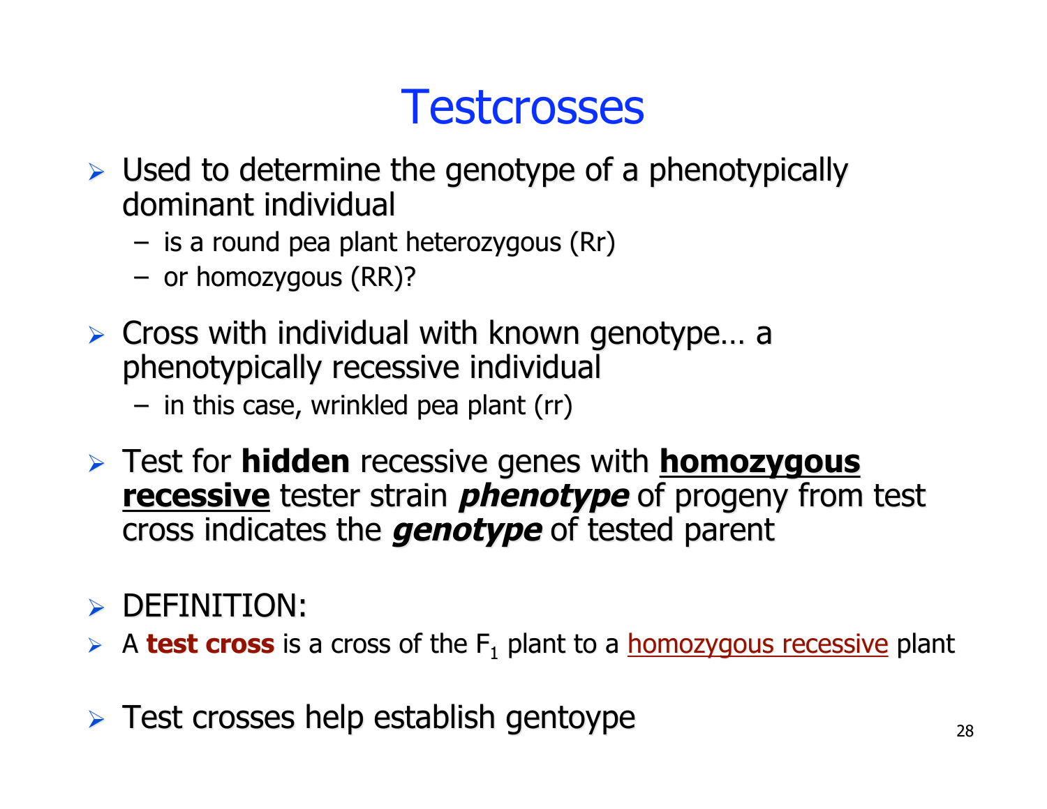# Testcrosses

- Used to determine the genotype of a phenotypically dominant individual
  - is a round pea plant heterozygous (Rr)
  - or homozygous (RR)?
- Cross with individual with known genotype… a phenotypically recessive individual
  - in this case, wrinkled pea plant (rr)
- Test for **hidden** recessive genes with **<u>homozygous recessive</u>** tester strain ***phenotype*** of progeny from test cross indicates the ***genotype*** of tested parent
- DEFINITION:
- A **test cross** is a cross of the $F_1$ plant to a <u>homozygous recessive</u> plant
- Test crosses help establish gentoype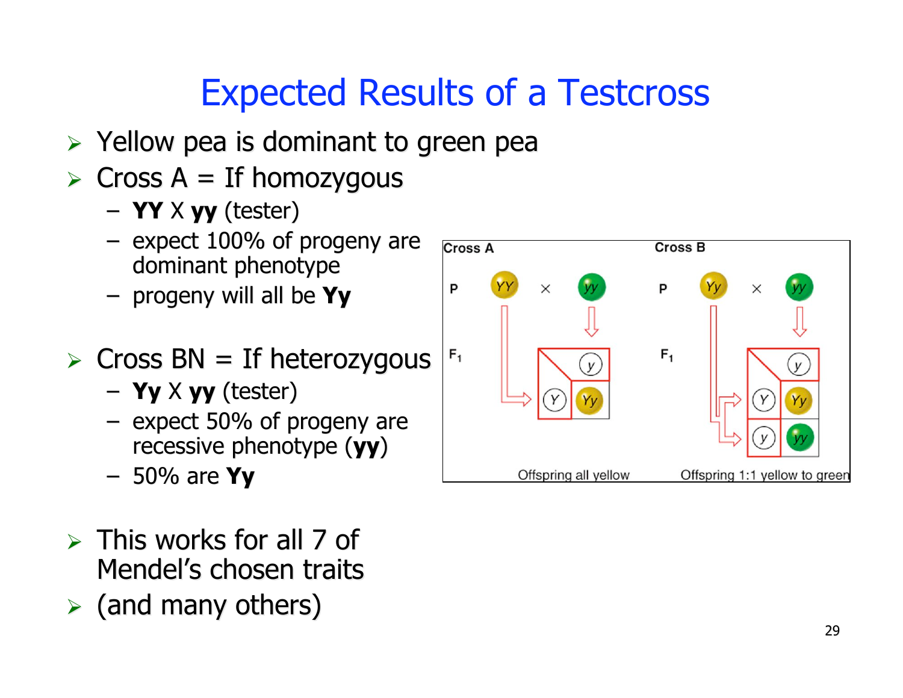# Expected Results of a Testcross

- Yellow pea is dominant to green pea
- Cross A = If homozygous
  - **YY** X **yy** (tester)
  - expect 100% of progeny are dominant phenotype
  - progeny will all be **Yy**
- Cross BN = If heterozygous
  - **Yy** X **yy** (tester)
  - expect 50% of progeny are recessive phenotype (**yy**)
  - 50% are **Yy**
- This works for all 7 of Mendel's chosen traits
- (and many others)

Cross A

P: *YY* × *yy*

$F_1$: *Yy*

Offspring all yellow

Cross B

P: *Yy* × *yy*

$F_1$: *Yy*, *yy*

Offspring 1:1 yellow to green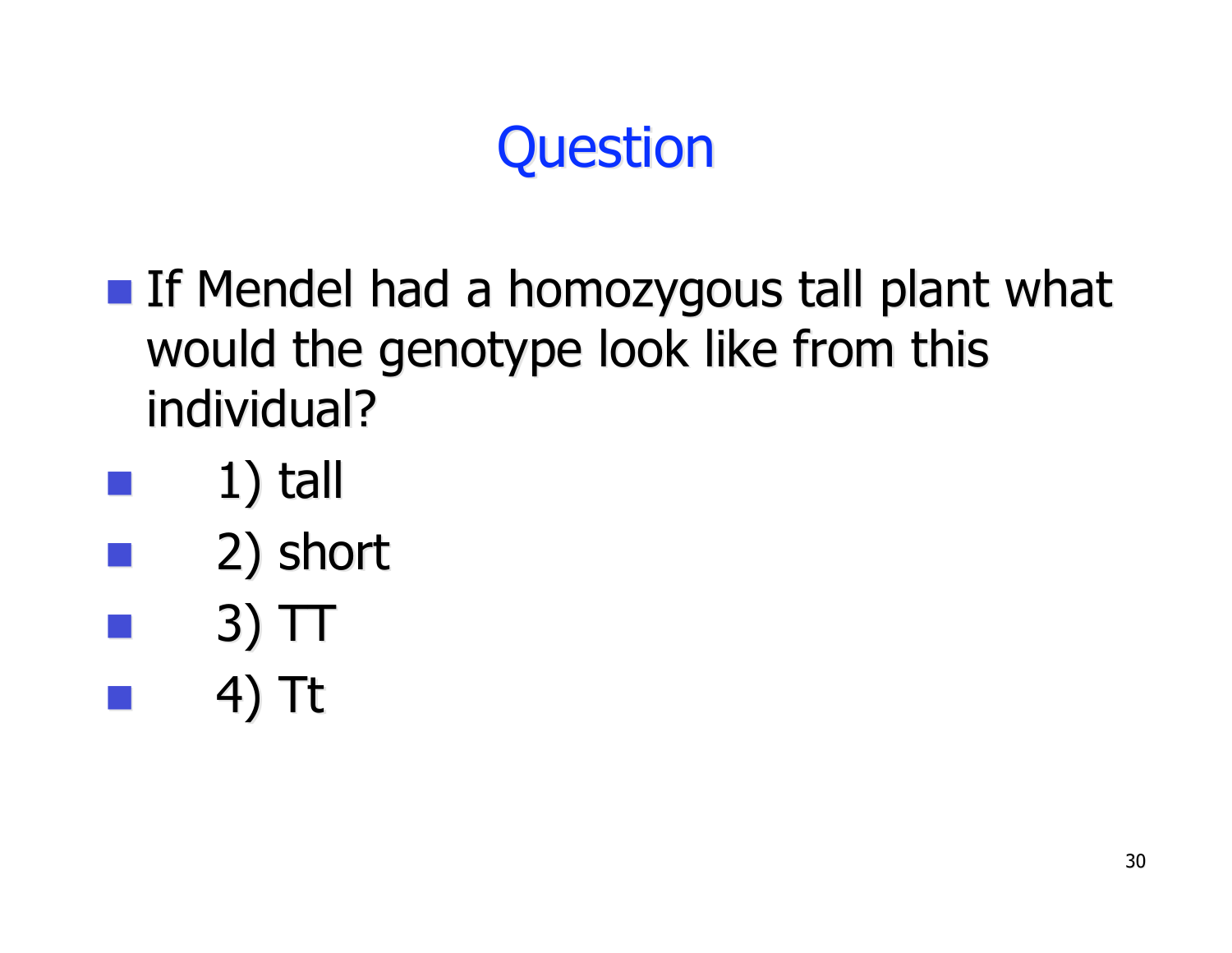# Question

- If Mendel had a homozygous tall plant what would the genotype look like from this individual?
- 1) tall
- 2) short
- 3) TT
- 4) Tt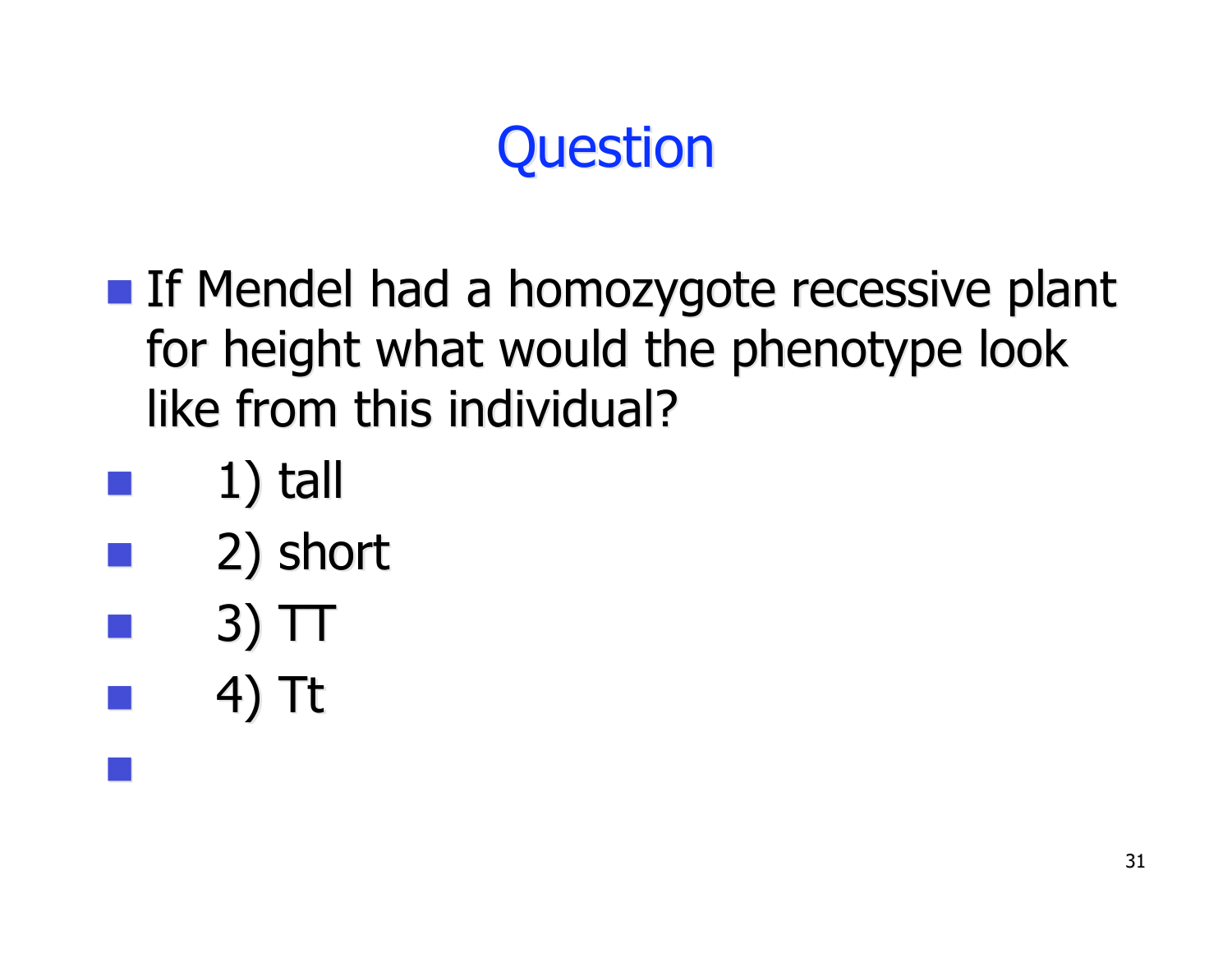# Question

- If Mendel had a homozygote recessive plant for height what would the phenotype look like from this individual?
- 1) tall
- 2) short
- 3) TT
- 4) Tt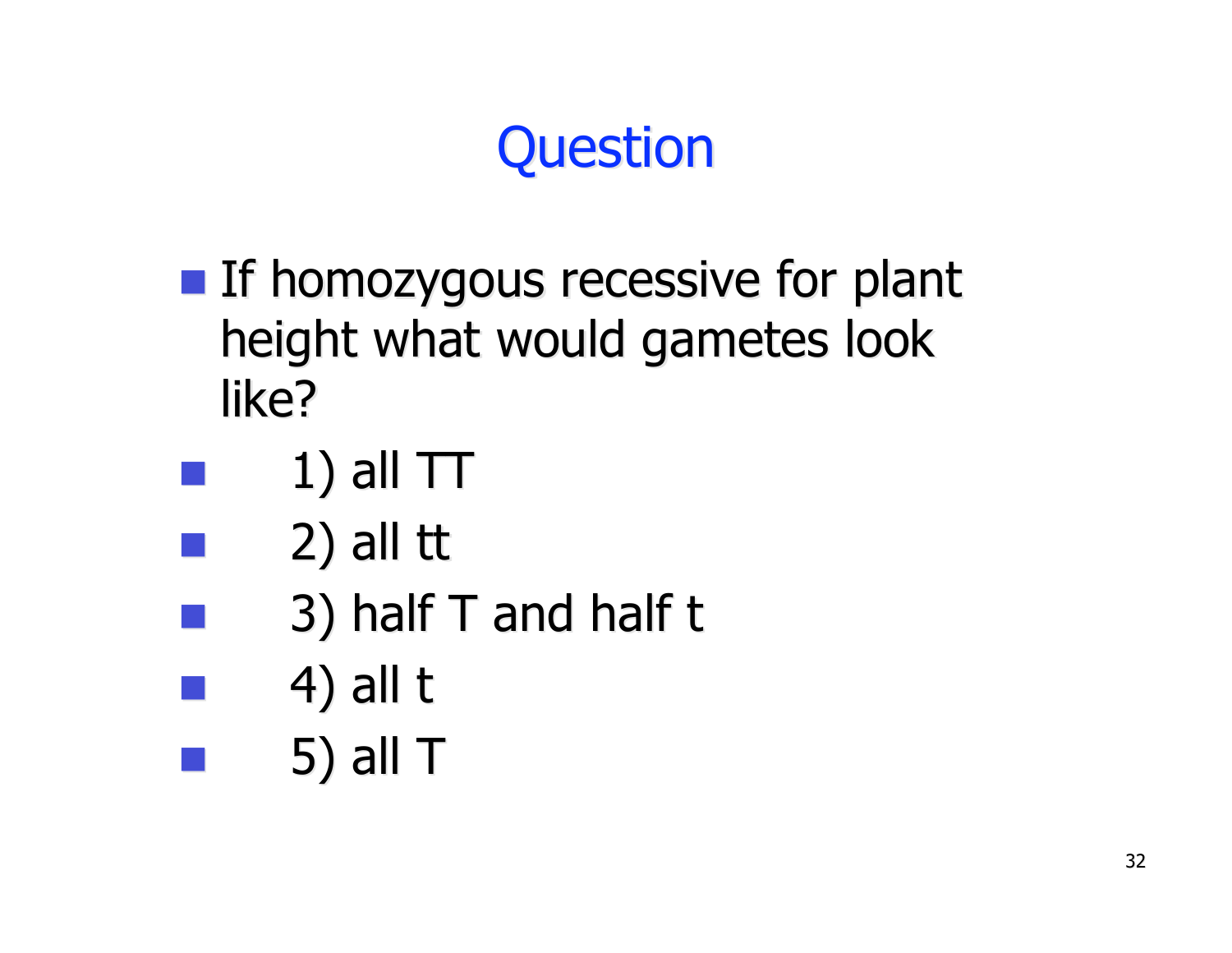# Question

- If homozygous recessive for plant height what would gametes look like?
- 1) all TT
- 2) all tt
- 3) half T and half t
- 4) all t
- 5) all T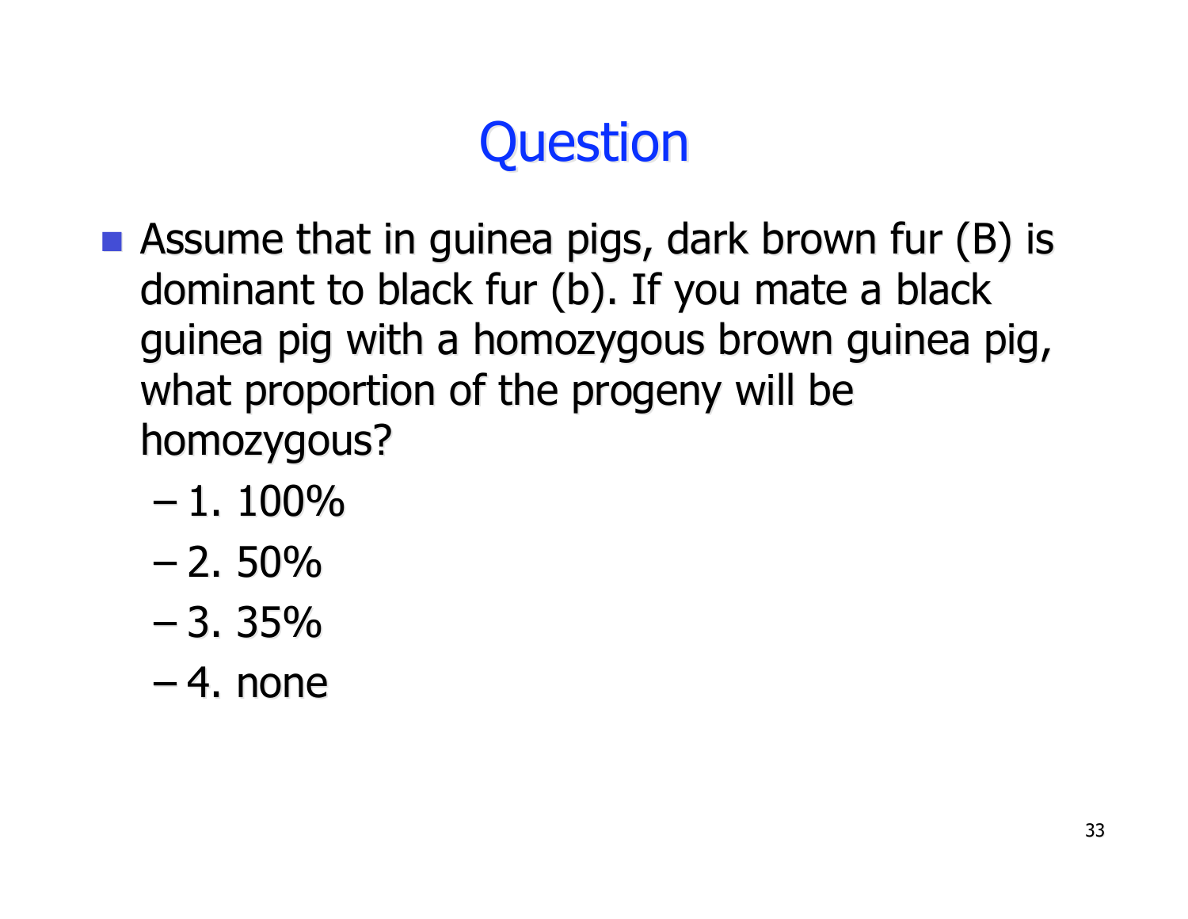# Question

- Assume that in guinea pigs, dark brown fur (B) is dominant to black fur (b). If you mate a black guinea pig with a homozygous brown guinea pig, what proportion of the progeny will be homozygous?
  - 1. 100%
  - 2. 50%
  - 3. 35%
  - 4. none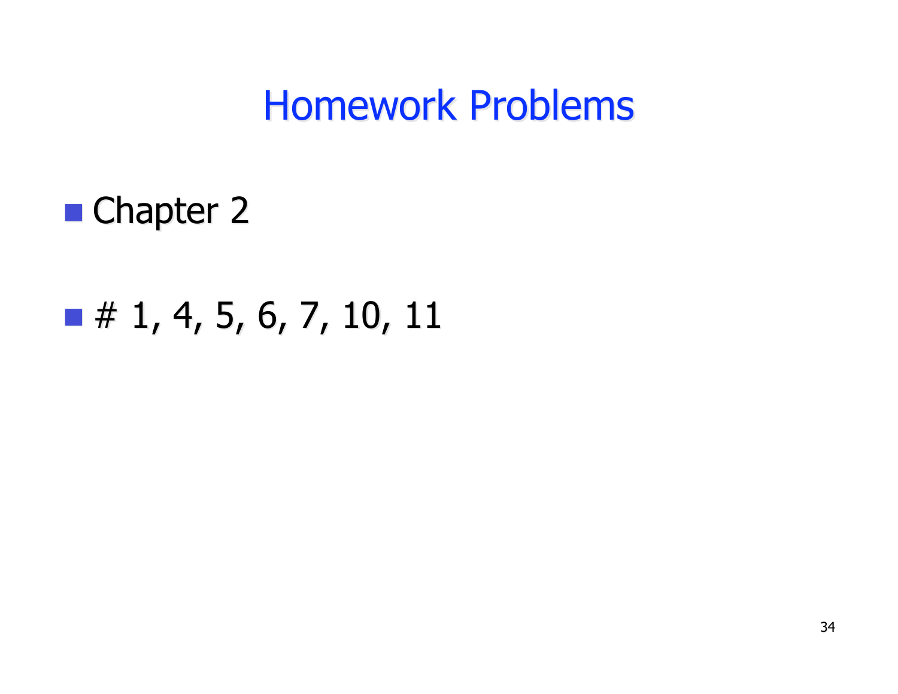# Homework Problems

- Chapter 2
- # 1, 4, 5, 6, 7, 10, 11